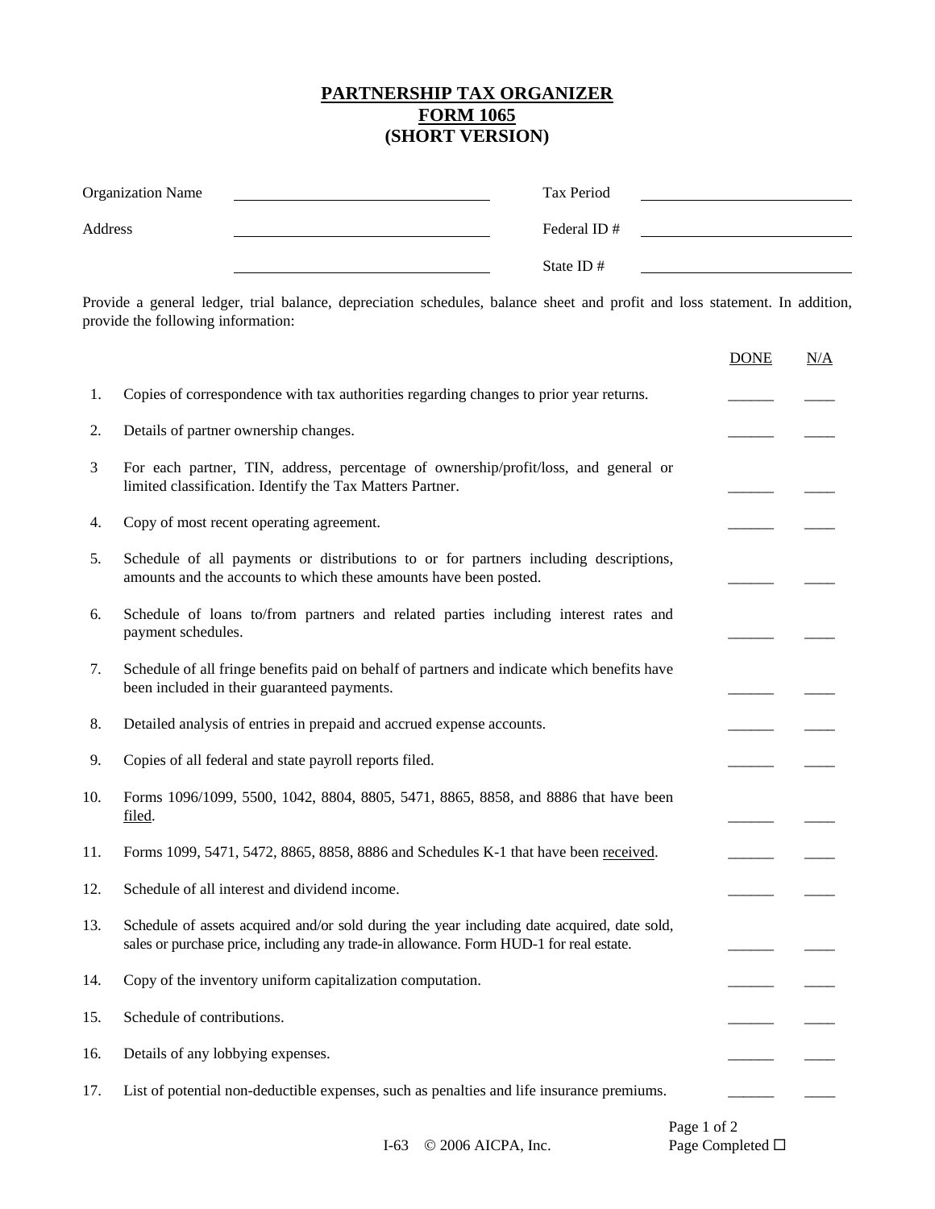# PARTNERSHIP TAX ORGANIZER
# FORM 1065
# (SHORT VERSION)

| | | | |
|---|---|---|---|
| Organization Name | ______________________ | Tax Period | ______________________ |
| Address | ______________________ | Federal ID # | ______________________ |
| | ______________________ | State ID # | ______________________ |

Provide a general ledger, trial balance, depreciation schedules, balance sheet and profit and loss statement. In addition, provide the following information:

| | | DONE | N/A |
|---|---|---|---|
| 1. | Copies of correspondence with tax authorities regarding changes to prior year returns. | ______ | ____ |
| 2. | Details of partner ownership changes. | ______ | ____ |
| 3 | For each partner, TIN, address, percentage of ownership/profit/loss, and general or limited classification. Identify the Tax Matters Partner. | ______ | ____ |
| 4. | Copy of most recent operating agreement. | ______ | ____ |
| 5. | Schedule of all payments or distributions to or for partners including descriptions, amounts and the accounts to which these amounts have been posted. | ______ | ____ |
| 6. | Schedule of loans to/from partners and related parties including interest rates and payment schedules. | ______ | ____ |
| 7. | Schedule of all fringe benefits paid on behalf of partners and indicate which benefits have been included in their guaranteed payments. | ______ | ____ |
| 8. | Detailed analysis of entries in prepaid and accrued expense accounts. | ______ | ____ |
| 9. | Copies of all federal and state payroll reports filed. | ______ | ____ |
| 10. | Forms 1096/1099, 5500, 1042, 8804, 8805, 5471, 8865, 8858, and 8886 that have been <u>filed</u>. | ______ | ____ |
| 11. | Forms 1099, 5471, 5472, 8865, 8858, 8886 and Schedules K-1 that have been <u>received</u>. | ______ | ____ |
| 12. | Schedule of all interest and dividend income. | ______ | ____ |
| 13. | Schedule of assets acquired and/or sold during the year including date acquired, date sold, sales or purchase price, including any trade-in allowance. Form HUD-1 for real estate. | ______ | ____ |
| 14. | Copy of the inventory uniform capitalization computation. | ______ | ____ |
| 15. | Schedule of contributions. | ______ | ____ |
| 16. | Details of any lobbying expenses. | ______ | ____ |
| 17. | List of potential non-deductible expenses, such as penalties and life insurance premiums. | ______ | ____ |

I-63 © 2006 AICPA, Inc.

Page Completed ☐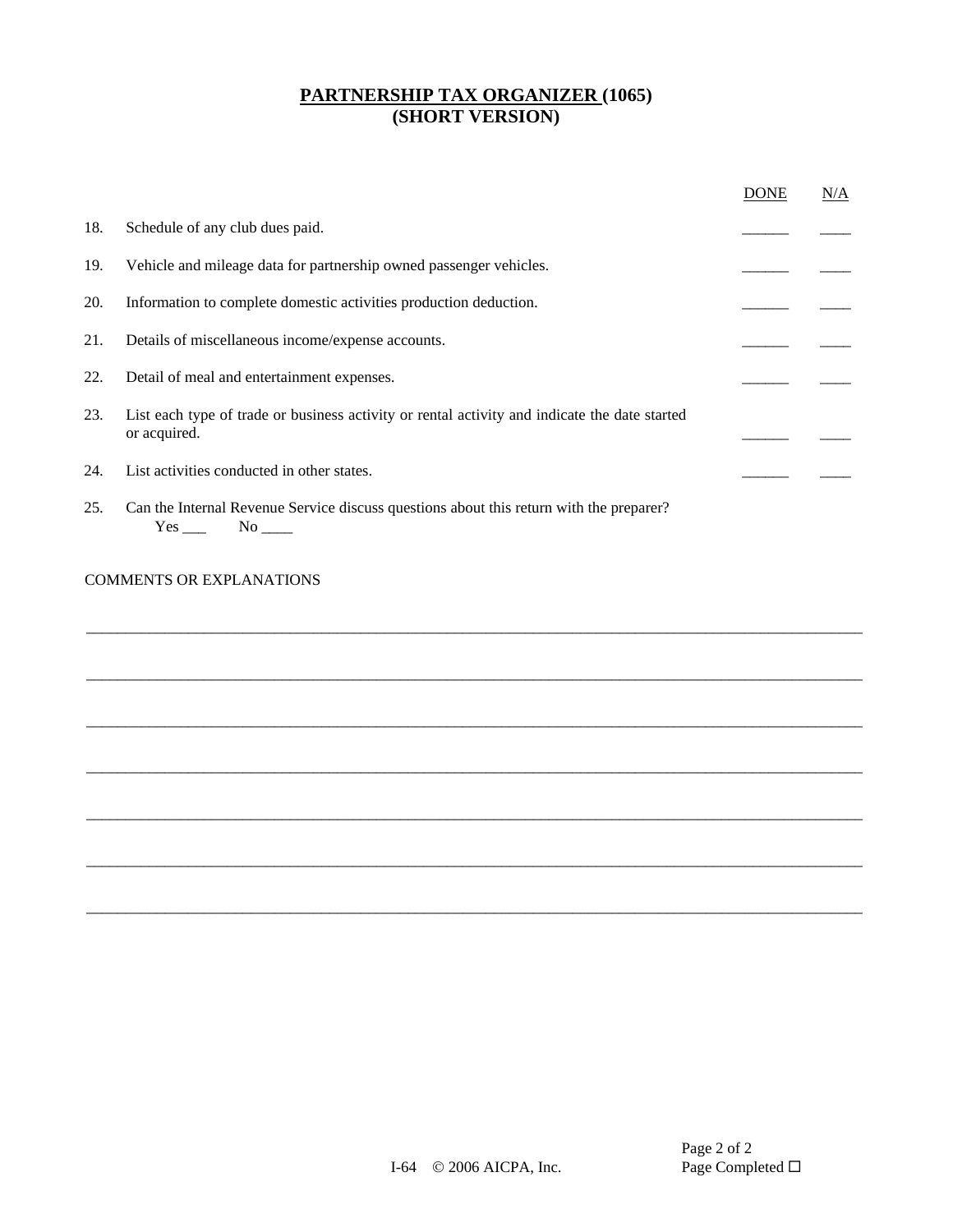# PARTNERSHIP TAX ORGANIZER (1065)
# (SHORT VERSION)

| | | DONE | N/A |
|---|---|---|---|
| 18. | Schedule of any club dues paid. | ______ | ____ |
| 19. | Vehicle and mileage data for partnership owned passenger vehicles. | ______ | ____ |
| 20. | Information to complete domestic activities production deduction. | ______ | ____ |
| 21. | Details of miscellaneous income/expense accounts. | ______ | ____ |
| 22. | Detail of meal and entertainment expenses. | ______ | ____ |
| 23. | List each type of trade or business activity or rental activity and indicate the date started or acquired. | ______ | ____ |
| 24. | List activities conducted in other states. | ______ | ____ |

25. Can the Internal Revenue Service discuss questions about this return with the preparer?
Yes ___ No ____

COMMENTS OR EXPLANATIONS

______________________________________________________________________________________

______________________________________________________________________________________

______________________________________________________________________________________

______________________________________________________________________________________

______________________________________________________________________________________

______________________________________________________________________________________

______________________________________________________________________________________

I-64 © 2006 AICPA, Inc.

Page Completed ☐